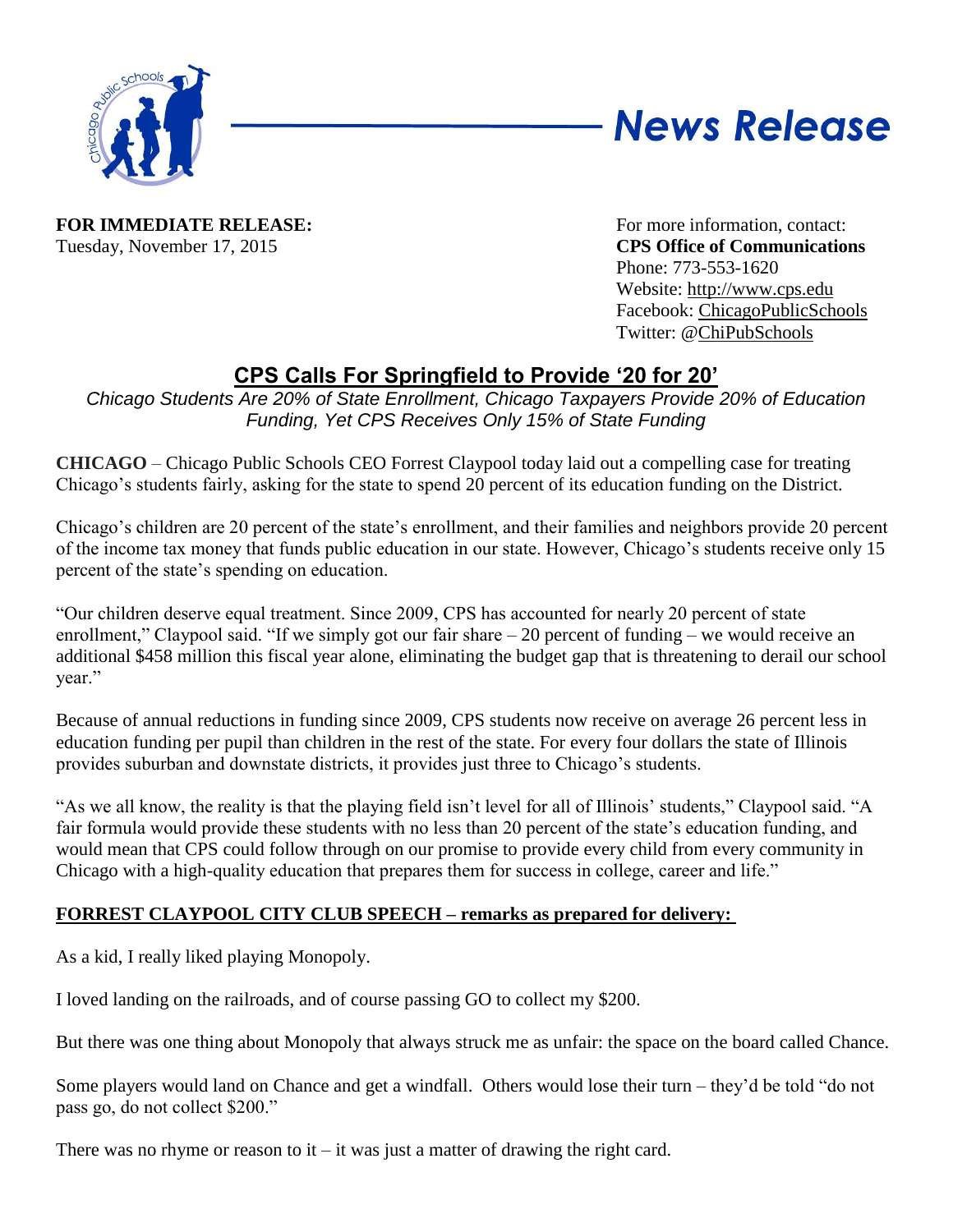# News Release

**FOR IMMEDIATE RELEASE:**
Tuesday, November 17, 2015

For more information, contact:
**CPS Office of Communications**
Phone: 773-553-1620
Website: http://www.cps.edu
Facebook: ChicagoPublicSchools
Twitter: @ChiPubSchools

## CPS Calls For Springfield to Provide '20 for 20'

*Chicago Students Are 20% of State Enrollment, Chicago Taxpayers Provide 20% of Education Funding, Yet CPS Receives Only 15% of State Funding*

**CHICAGO** – Chicago Public Schools CEO Forrest Claypool today laid out a compelling case for treating Chicago's students fairly, asking for the state to spend 20 percent of its education funding on the District.

Chicago's children are 20 percent of the state's enrollment, and their families and neighbors provide 20 percent of the income tax money that funds public education in our state. However, Chicago's students receive only 15 percent of the state's spending on education.

"Our children deserve equal treatment. Since 2009, CPS has accounted for nearly 20 percent of state enrollment," Claypool said. "If we simply got our fair share – 20 percent of funding – we would receive an additional $458 million this fiscal year alone, eliminating the budget gap that is threatening to derail our school year."

Because of annual reductions in funding since 2009, CPS students now receive on average 26 percent less in education funding per pupil than children in the rest of the state. For every four dollars the state of Illinois provides suburban and downstate districts, it provides just three to Chicago's students.

"As we all know, the reality is that the playing field isn't level for all of Illinois' students," Claypool said. "A fair formula would provide these students with no less than 20 percent of the state's education funding, and would mean that CPS could follow through on our promise to provide every child from every community in Chicago with a high-quality education that prepares them for success in college, career and life."

### FORREST CLAYPOOL CITY CLUB SPEECH – remarks as prepared for delivery:

As a kid, I really liked playing Monopoly.

I loved landing on the railroads, and of course passing GO to collect my $200.

But there was one thing about Monopoly that always struck me as unfair: the space on the board called Chance.

Some players would land on Chance and get a windfall. Others would lose their turn – they'd be told "do not pass go, do not collect $200."

There was no rhyme or reason to it – it was just a matter of drawing the right card.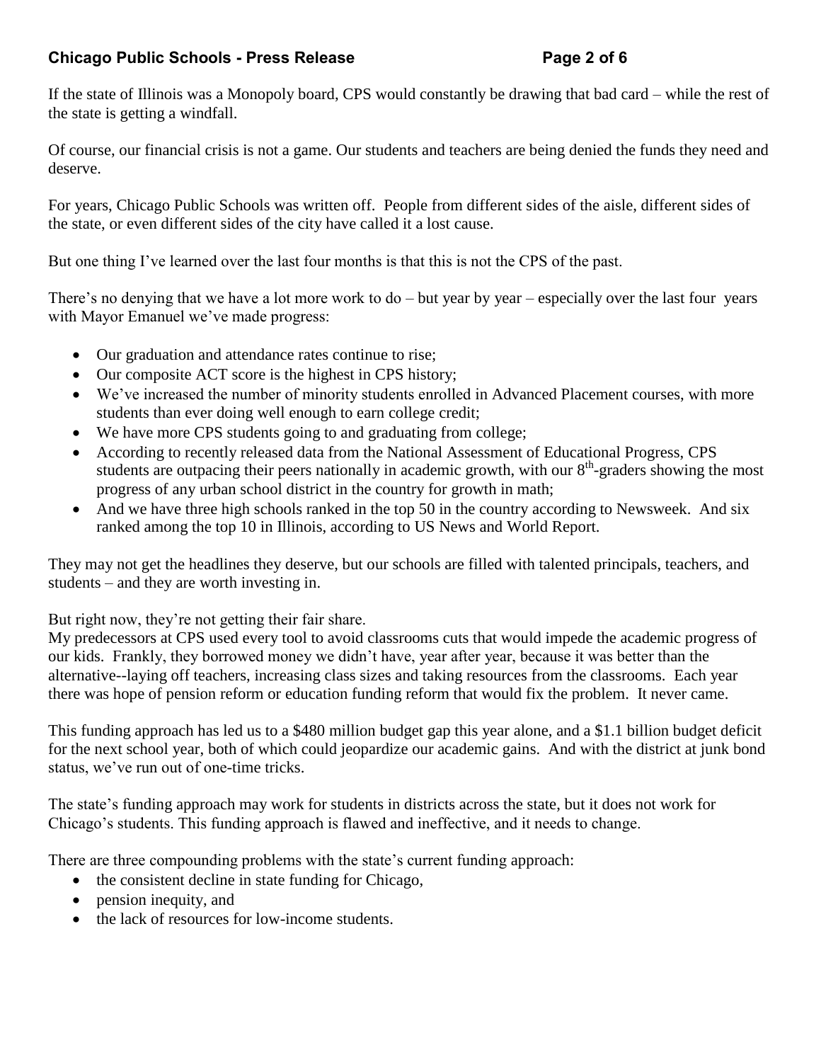If the state of Illinois was a Monopoly board, CPS would constantly be drawing that bad card – while the rest of the state is getting a windfall.

Of course, our financial crisis is not a game. Our students and teachers are being denied the funds they need and deserve.

For years, Chicago Public Schools was written off. People from different sides of the aisle, different sides of the state, or even different sides of the city have called it a lost cause.

But one thing I've learned over the last four months is that this is not the CPS of the past.

There's no denying that we have a lot more work to do – but year by year – especially over the last four years with Mayor Emanuel we've made progress:

- Our graduation and attendance rates continue to rise;
- Our composite ACT score is the highest in CPS history;
- We've increased the number of minority students enrolled in Advanced Placement courses, with more students than ever doing well enough to earn college credit;
- We have more CPS students going to and graduating from college;
- According to recently released data from the National Assessment of Educational Progress, CPS students are outpacing their peers nationally in academic growth, with our 8th-graders showing the most progress of any urban school district in the country for growth in math;
- And we have three high schools ranked in the top 50 in the country according to Newsweek. And six ranked among the top 10 in Illinois, according to US News and World Report.

They may not get the headlines they deserve, but our schools are filled with talented principals, teachers, and students – and they are worth investing in.

But right now, they're not getting their fair share.

My predecessors at CPS used every tool to avoid classrooms cuts that would impede the academic progress of our kids. Frankly, they borrowed money we didn't have, year after year, because it was better than the alternative--laying off teachers, increasing class sizes and taking resources from the classrooms. Each year there was hope of pension reform or education funding reform that would fix the problem. It never came.

This funding approach has led us to a $480 million budget gap this year alone, and a $1.1 billion budget deficit for the next school year, both of which could jeopardize our academic gains. And with the district at junk bond status, we've run out of one-time tricks.

The state's funding approach may work for students in districts across the state, but it does not work for Chicago's students. This funding approach is flawed and ineffective, and it needs to change.

There are three compounding problems with the state's current funding approach:

- the consistent decline in state funding for Chicago,
- pension inequity, and
- the lack of resources for low-income students.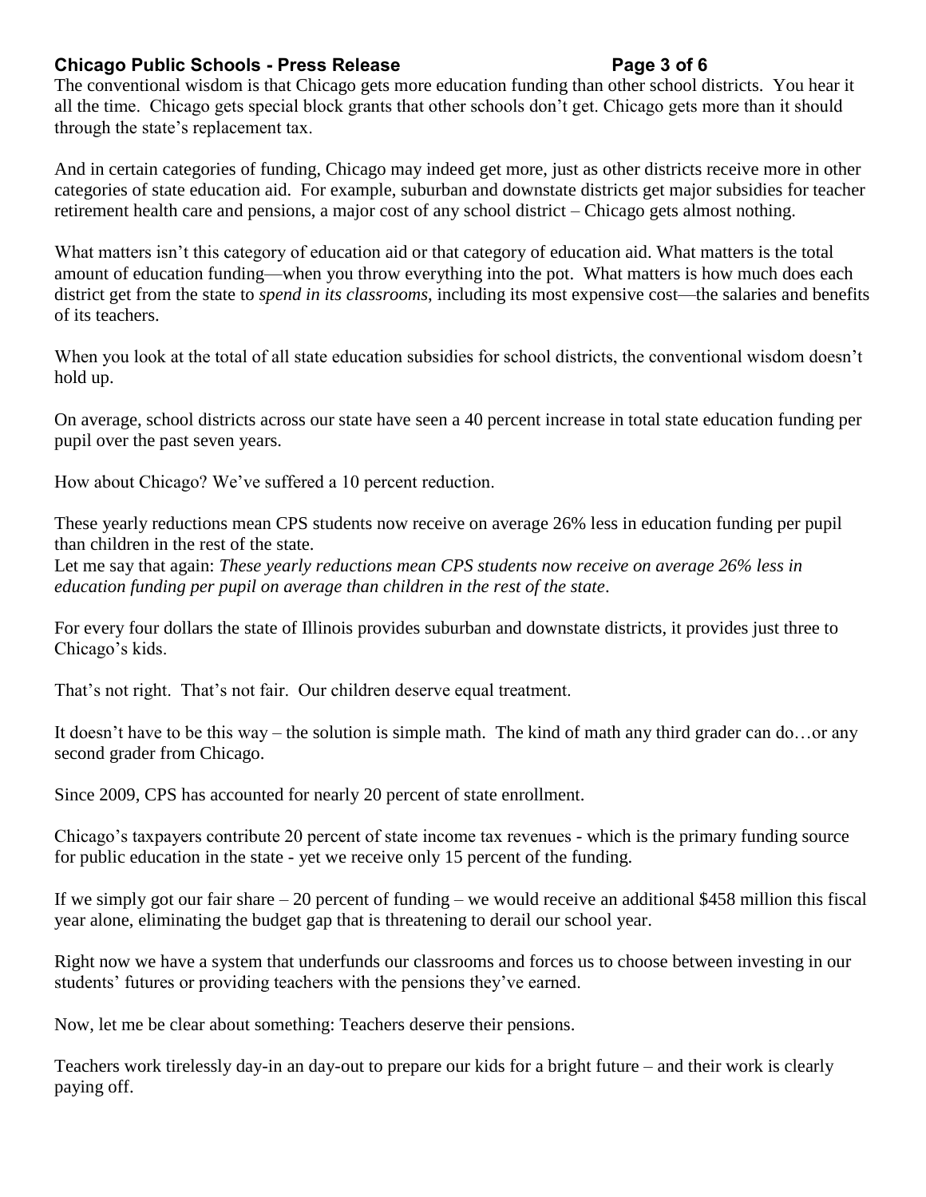The conventional wisdom is that Chicago gets more education funding than other school districts. You hear it all the time. Chicago gets special block grants that other schools don't get. Chicago gets more than it should through the state's replacement tax.

And in certain categories of funding, Chicago may indeed get more, just as other districts receive more in other categories of state education aid. For example, suburban and downstate districts get major subsidies for teacher retirement health care and pensions, a major cost of any school district – Chicago gets almost nothing.

What matters isn't this category of education aid or that category of education aid. What matters is the total amount of education funding—when you throw everything into the pot. What matters is how much does each district get from the state to *spend in its classrooms*, including its most expensive cost—the salaries and benefits of its teachers.

When you look at the total of all state education subsidies for school districts, the conventional wisdom doesn't hold up.

On average, school districts across our state have seen a 40 percent increase in total state education funding per pupil over the past seven years.

How about Chicago? We've suffered a 10 percent reduction.

These yearly reductions mean CPS students now receive on average 26% less in education funding per pupil than children in the rest of the state.
Let me say that again: *These yearly reductions mean CPS students now receive on average 26% less in education funding per pupil on average than children in the rest of the state*.

For every four dollars the state of Illinois provides suburban and downstate districts, it provides just three to Chicago's kids.

That's not right. That's not fair. Our children deserve equal treatment.

It doesn't have to be this way – the solution is simple math. The kind of math any third grader can do…or any second grader from Chicago.

Since 2009, CPS has accounted for nearly 20 percent of state enrollment.

Chicago's taxpayers contribute 20 percent of state income tax revenues - which is the primary funding source for public education in the state - yet we receive only 15 percent of the funding.

If we simply got our fair share – 20 percent of funding – we would receive an additional $458 million this fiscal year alone, eliminating the budget gap that is threatening to derail our school year.

Right now we have a system that underfunds our classrooms and forces us to choose between investing in our students' futures or providing teachers with the pensions they've earned.

Now, let me be clear about something: Teachers deserve their pensions.

Teachers work tirelessly day-in an day-out to prepare our kids for a bright future – and their work is clearly paying off.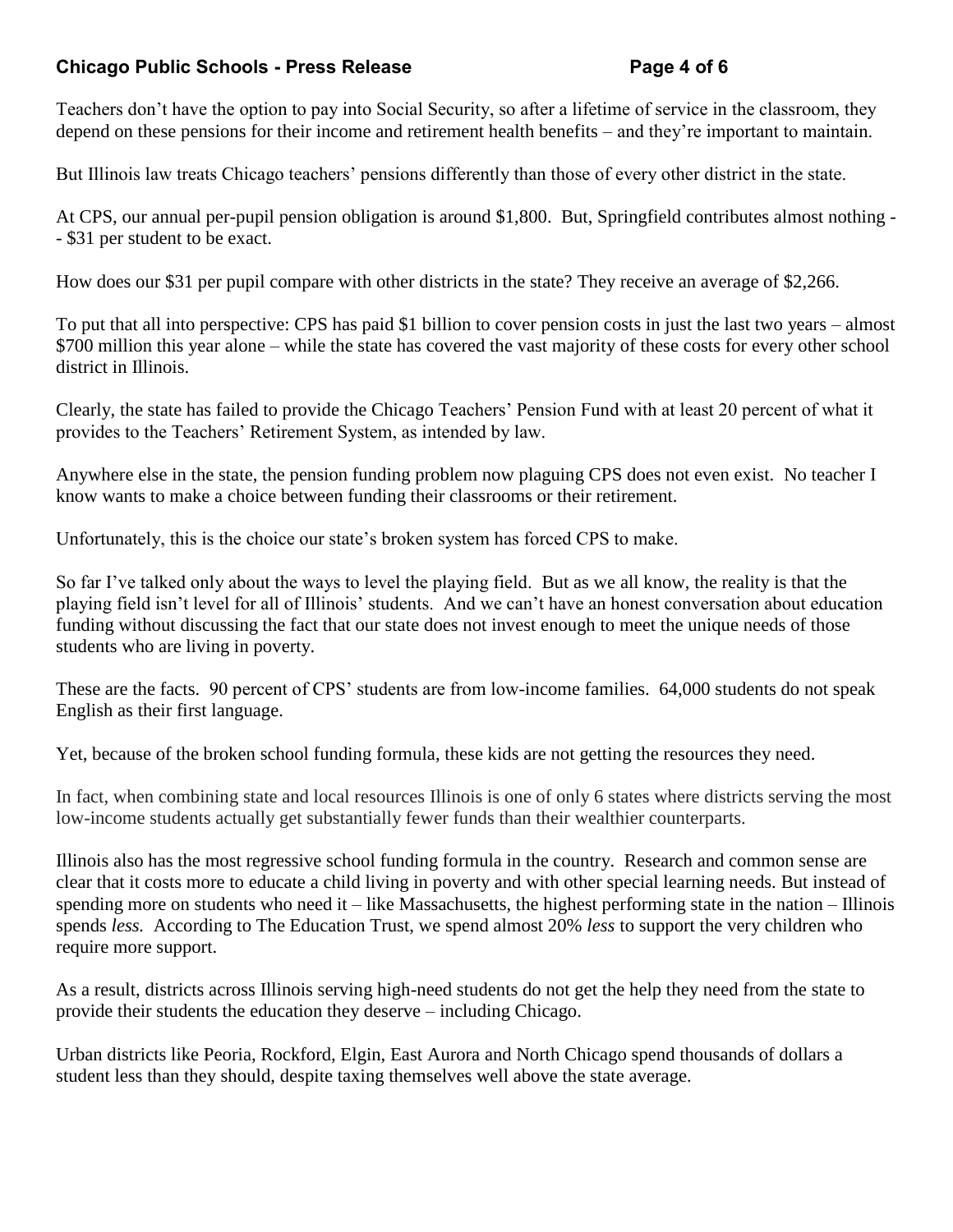Teachers don't have the option to pay into Social Security, so after a lifetime of service in the classroom, they depend on these pensions for their income and retirement health benefits – and they're important to maintain.

But Illinois law treats Chicago teachers' pensions differently than those of every other district in the state.

At CPS, our annual per-pupil pension obligation is around $1,800. But, Springfield contributes almost nothing -- $31 per student to be exact.

How does our $31 per pupil compare with other districts in the state? They receive an average of $2,266.

To put that all into perspective: CPS has paid $1 billion to cover pension costs in just the last two years – almost $700 million this year alone – while the state has covered the vast majority of these costs for every other school district in Illinois.

Clearly, the state has failed to provide the Chicago Teachers' Pension Fund with at least 20 percent of what it provides to the Teachers' Retirement System, as intended by law.

Anywhere else in the state, the pension funding problem now plaguing CPS does not even exist. No teacher I know wants to make a choice between funding their classrooms or their retirement.

Unfortunately, this is the choice our state's broken system has forced CPS to make.

So far I've talked only about the ways to level the playing field. But as we all know, the reality is that the playing field isn't level for all of Illinois' students. And we can't have an honest conversation about education funding without discussing the fact that our state does not invest enough to meet the unique needs of those students who are living in poverty.

These are the facts. 90 percent of CPS' students are from low-income families. 64,000 students do not speak English as their first language.

Yet, because of the broken school funding formula, these kids are not getting the resources they need.

In fact, when combining state and local resources Illinois is one of only 6 states where districts serving the most low-income students actually get substantially fewer funds than their wealthier counterparts.

Illinois also has the most regressive school funding formula in the country. Research and common sense are clear that it costs more to educate a child living in poverty and with other special learning needs. But instead of spending more on students who need it – like Massachusetts, the highest performing state in the nation – Illinois spends *less.* According to The Education Trust, we spend almost 20% *less* to support the very children who require more support.

As a result, districts across Illinois serving high-need students do not get the help they need from the state to provide their students the education they deserve – including Chicago.

Urban districts like Peoria, Rockford, Elgin, East Aurora and North Chicago spend thousands of dollars a student less than they should, despite taxing themselves well above the state average.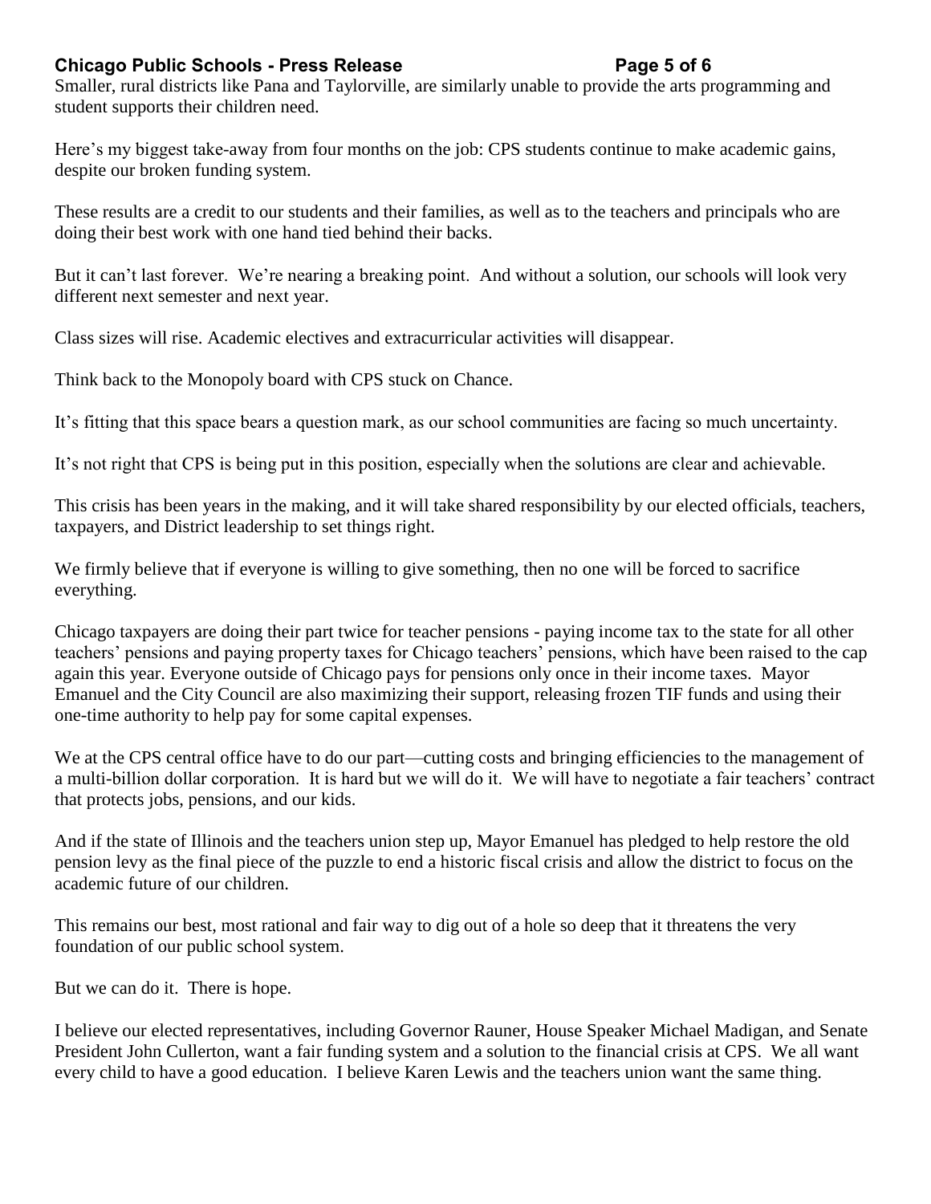Smaller, rural districts like Pana and Taylorville, are similarly unable to provide the arts programming and student supports their children need.

Here's my biggest take-away from four months on the job: CPS students continue to make academic gains, despite our broken funding system.

These results are a credit to our students and their families, as well as to the teachers and principals who are doing their best work with one hand tied behind their backs.

But it can't last forever. We're nearing a breaking point. And without a solution, our schools will look very different next semester and next year.

Class sizes will rise. Academic electives and extracurricular activities will disappear.

Think back to the Monopoly board with CPS stuck on Chance.

It's fitting that this space bears a question mark, as our school communities are facing so much uncertainty.

It's not right that CPS is being put in this position, especially when the solutions are clear and achievable.

This crisis has been years in the making, and it will take shared responsibility by our elected officials, teachers, taxpayers, and District leadership to set things right.

We firmly believe that if everyone is willing to give something, then no one will be forced to sacrifice everything.

Chicago taxpayers are doing their part twice for teacher pensions - paying income tax to the state for all other teachers' pensions and paying property taxes for Chicago teachers' pensions, which have been raised to the cap again this year. Everyone outside of Chicago pays for pensions only once in their income taxes. Mayor Emanuel and the City Council are also maximizing their support, releasing frozen TIF funds and using their one-time authority to help pay for some capital expenses.

We at the CPS central office have to do our part—cutting costs and bringing efficiencies to the management of a multi-billion dollar corporation. It is hard but we will do it. We will have to negotiate a fair teachers' contract that protects jobs, pensions, and our kids.

And if the state of Illinois and the teachers union step up, Mayor Emanuel has pledged to help restore the old pension levy as the final piece of the puzzle to end a historic fiscal crisis and allow the district to focus on the academic future of our children.

This remains our best, most rational and fair way to dig out of a hole so deep that it threatens the very foundation of our public school system.

But we can do it. There is hope.

I believe our elected representatives, including Governor Rauner, House Speaker Michael Madigan, and Senate President John Cullerton, want a fair funding system and a solution to the financial crisis at CPS. We all want every child to have a good education. I believe Karen Lewis and the teachers union want the same thing.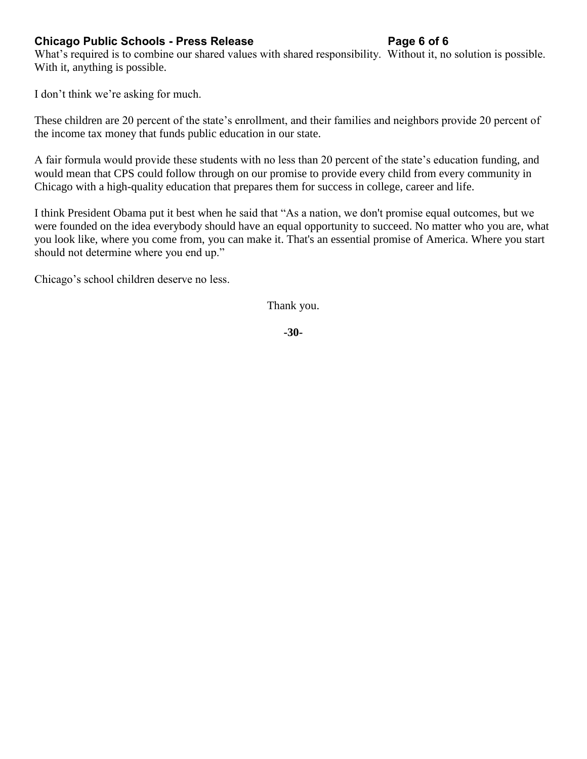What's required is to combine our shared values with shared responsibility. Without it, no solution is possible. With it, anything is possible.

I don't think we're asking for much.

These children are 20 percent of the state's enrollment, and their families and neighbors provide 20 percent of the income tax money that funds public education in our state.

A fair formula would provide these students with no less than 20 percent of the state's education funding, and would mean that CPS could follow through on our promise to provide every child from every community in Chicago with a high-quality education that prepares them for success in college, career and life.

I think President Obama put it best when he said that "As a nation, we don't promise equal outcomes, but we were founded on the idea everybody should have an equal opportunity to succeed. No matter who you are, what you look like, where you come from, you can make it. That's an essential promise of America. Where you start should not determine where you end up."

Chicago's school children deserve no less.

Thank you.

**-30-**